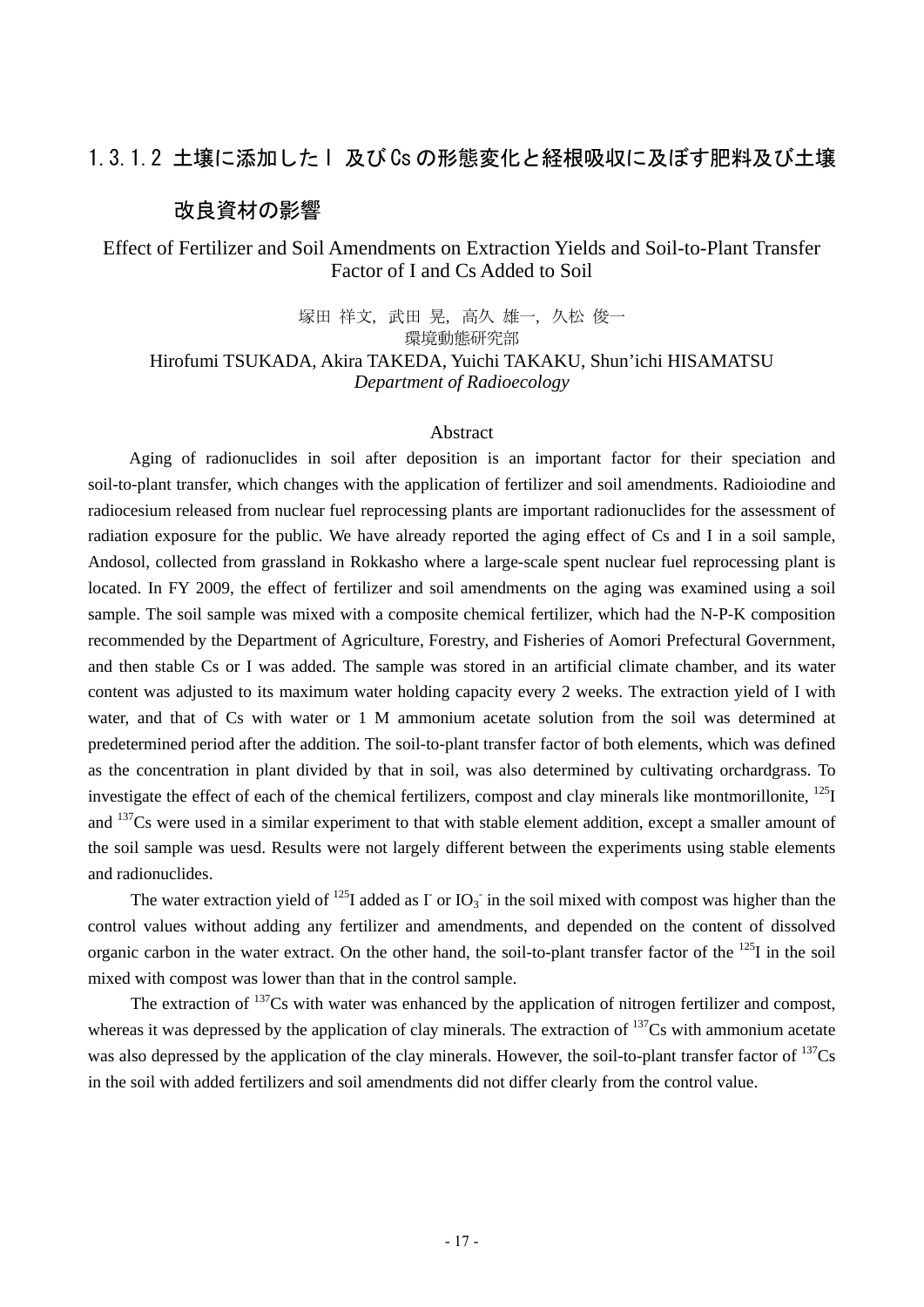# 1.3.1.2 土壌に添加したＩ及びCsの形態変化と経根吸収に及ぼす肥料及び土壌改良資材の影響

## Effect of Fertilizer and Soil Amendments on Extraction Yields and Soil-to-Plant Transfer Factor of I and Cs Added to Soil

塚田 祥文, 武田 晃, 高久 雄一, 久松 俊一
環境動態研究部

Hirofumi TSUKADA, Akira TAKEDA, Yuichi TAKAKU, Shun'ichi HISAMATSU
*Department of Radioecology*

### Abstract

Aging of radionuclides in soil after deposition is an important factor for their speciation and soil-to-plant transfer, which changes with the application of fertilizer and soil amendments. Radioiodine and radiocesium released from nuclear fuel reprocessing plants are important radionuclides for the assessment of radiation exposure for the public. We have already reported the aging effect of Cs and I in a soil sample, Andosol, collected from grassland in Rokkasho where a large-scale spent nuclear fuel reprocessing plant is located. In FY 2009, the effect of fertilizer and soil amendments on the aging was examined using a soil sample. The soil sample was mixed with a composite chemical fertilizer, which had the N-P-K composition recommended by the Department of Agriculture, Forestry, and Fisheries of Aomori Prefectural Government, and then stable Cs or I was added. The sample was stored in an artificial climate chamber, and its water content was adjusted to its maximum water holding capacity every 2 weeks. The extraction yield of I with water, and that of Cs with water or 1 M ammonium acetate solution from the soil was determined at predetermined period after the addition. The soil-to-plant transfer factor of both elements, which was defined as the concentration in plant divided by that in soil, was also determined by cultivating orchardgrass. To investigate the effect of each of the chemical fertilizers, compost and clay minerals like montmorillonite, $^{125}$I and $^{137}$Cs were used in a similar experiment to that with stable element addition, except a smaller amount of the soil sample was uesd. Results were not largely different between the experiments using stable elements and radionuclides.

The water extraction yield of $^{125}$I added as $I^-$ or $IO_3^-$ in the soil mixed with compost was higher than the control values without adding any fertilizer and amendments, and depended on the content of dissolved organic carbon in the water extract. On the other hand, the soil-to-plant transfer factor of the $^{125}$I in the soil mixed with compost was lower than that in the control sample.

The extraction of $^{137}$Cs with water was enhanced by the application of nitrogen fertilizer and compost, whereas it was depressed by the application of clay minerals. The extraction of $^{137}$Cs with ammonium acetate was also depressed by the application of the clay minerals. However, the soil-to-plant transfer factor of $^{137}$Cs in the soil with added fertilizers and soil amendments did not differ clearly from the control value.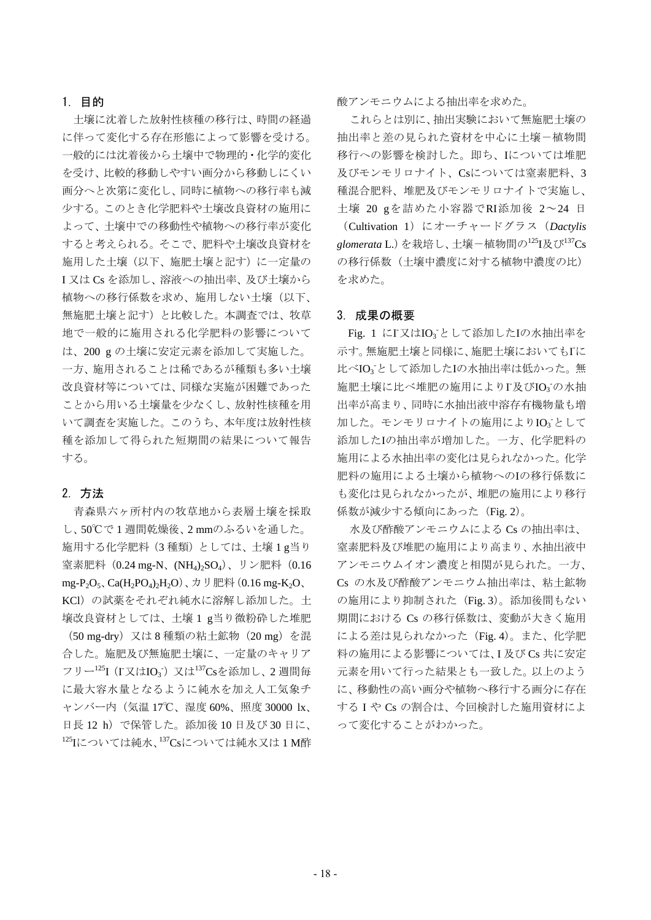## 1. 目的

土壌に沈着した放射性核種の移行は、時間の経過に伴って変化する存在形態によって影響を受ける。一般的には沈着後から土壌中で物理的・化学的変化を受け、比較的移動しやすい画分から移動しにくい画分へと次第に変化し、同時に植物への移行率も減少する。このとき化学肥料や土壌改良資材の施用によって、土壌中での移動性や植物への移行率が変化すると考えられる。そこで、肥料や土壌改良資材を施用した土壌（以下、施肥土壌と記す）に一定量のI又はCsを添加し、溶液への抽出率、及び土壌から植物への移行係数を求め、施用しない土壌（以下、無施肥土壌と記す）と比較した。本調査では、牧草地で一般的に施用される化学肥料の影響については、200 gの土壌に安定元素を添加して実施した。一方、施用されることは稀であるが種類も多い土壌改良資材等については、同様な実施が困難であったことから用いる土壌量を少なくし、放射性核種を用いて調査を実施した。このうち、本年度は放射性核種を添加して得られた短期間の結果について報告する。

## 2. 方法

青森県六ヶ所村内の牧草地から表層土壌を採取し、50℃で1週間乾燥後、2 mmのふるいを通した。施用する化学肥料（3種類）としては、土壌1 g当り窒素肥料（0.24 mg-N、$(NH_4)_2SO_4$）、リン肥料（0.16 mg-$P_2O_5$、$Ca(H_2PO_4)_2H_2O$）、カリ肥料（0.16 mg-$K_2O$、KCl）の試薬をそれぞれ純水に溶解し添加した。土壌改良資材としては、土壌1 g当り微粉砕した堆肥（50 mg-dry）又は8種類の粘土鉱物（20 mg）を混合した。施肥及び無施肥土壌に、一定量のキャリアフリー$^{125}$I（$I^-$又は$IO_3^-$）又は$^{137}$Csを添加し、2週間毎に最大容水量となるように純水を加え人工気象チャンバー内（気温17℃、湿度60%、照度30000 lx、日長12 h）で保管した。添加後10日及び30日に、$^{125}$Iについては純水、$^{137}$Csについては純水又は1 M酢酸アンモニウムによる抽出率を求めた。

これらとは別に、抽出実験において無施肥土壌の抽出率と差の見られた資材を中心に土壌－植物間移行への影響を検討した。即ち、Iについては堆肥及びモンモリロナイト、Csについては窒素肥料、3種混合肥料、堆肥及びモンモリロナイトで実施し、土壌 20 gを詰めた小容器でRI添加後 2～24 日（Cultivation 1）にオーチャードグラス（*Dactylis glomerata* L.）を栽培し、土壌－植物間の$^{125}$I及び$^{137}$Csの移行係数（土壌中濃度に対する植物中濃度の比）を求めた。

## 3. 成果の概要

Fig. 1 に$I^-$又は$IO_3^-$として添加したIの水抽出率を示す。無施肥土壌と同様に、施肥土壌においても$I^-$に比べ$IO_3^-$として添加したIの水抽出率は低かった。無施肥土壌に比べ堆肥の施用により$I^-$及び$IO_3^-$の水抽出率が高まり、同時に水抽出液中溶存有機物量も増加した。モンモリロナイトの施用により$IO_3^-$として添加したIの抽出率が増加した。一方、化学肥料の施用による水抽出率の変化は見られなかった。化学肥料の施用による土壌から植物へのIの移行係数にも変化は見られなかったが、堆肥の施用により移行係数が減少する傾向にあった（Fig. 2）。

水及び酢酸アンモニウムによるCsの抽出率は、窒素肥料及び堆肥の施用により高まり、水抽出液中アンモニウムイオン濃度と相関が見られた。一方、Csの水及び酢酸アンモニウム抽出率は、粘土鉱物の施用により抑制された（Fig. 3）。添加後間もない期間におけるCsの移行係数は、変動が大きく施用による差は見られなかった（Fig. 4）。また、化学肥料の施用による影響については、I及びCs共に安定元素を用いて行った結果とも一致した。以上のように、移動性の高い画分や植物へ移行する画分に存在するIやCsの割合は、今回検討した施用資材によって変化することがわかった。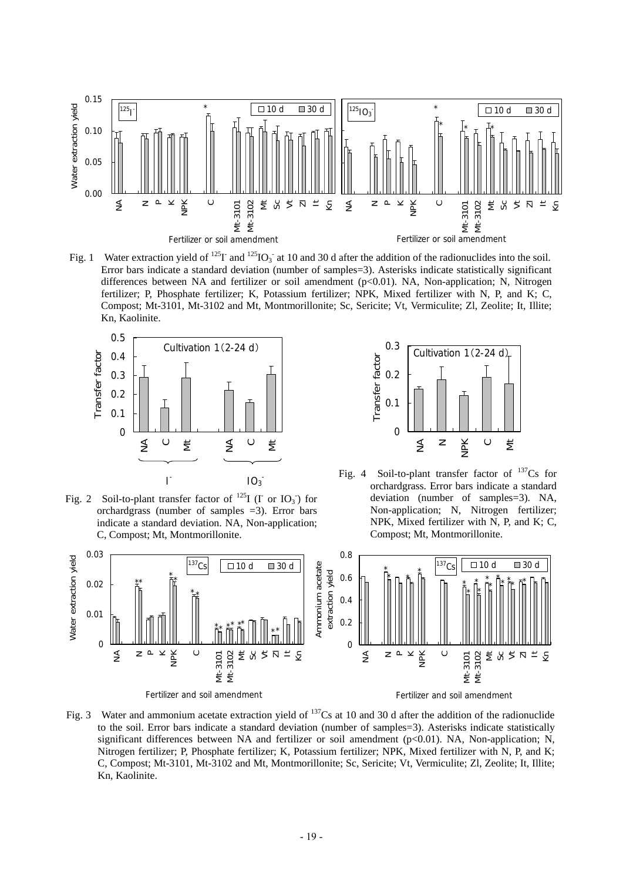0.15
0.10
0.05
0.00

Water extraction yield

$^{125}I^-$

□ 10 d ■ 30 d

NA N P K NPK C Mt-3101 Mt-3102 Mt Sc Vt Zl It Kn

Fertilizer or soil amendment

$^{125}IO_3^-$

□ 10 d ■ 30 d

NA N P K NPK C Mt-3101 Mt-3102 Mt Sc Vt Zl It Kn

Fertilizer or soil amendment

Fig. 1 Water extraction yield of $^{125}I^-$ and $^{125}IO_3^-$ at 10 and 30 d after the addition of the radionuclides into the soil. Error bars indicate a standard deviation (number of samples=3). Asterisks indicate statistically significant differences between NA and fertilizer or soil amendment (p<0.01). NA, Non-application; N, Nitrogen fertilizer; P, Phosphate fertilizer; K, Potassium fertilizer; NPK, Mixed fertilizer with N, P, and K; C, Compost; Mt-3101, Mt-3102 and Mt, Montmorillonite; Sc, Sericite; Vt, Vermiculite; Zl, Zeolite; It, Illite; Kn, Kaolinite.

Cultivation 1（2-24 d）

Transfer factor

0.5
0.4
0.3
0.2
0.1
0

NA C Mt NA C Mt

$I^-$ $IO_3^-$

Fig. 2 Soil-to-plant transfer factor of $^{125}I$ ($I^-$ or $IO_3^-$) for orchardgrass (number of samples =3). Error bars indicate a standard deviation. NA, Non-application; C, Compost; Mt, Montmorillonite.

Cultivation 1（2-24 d）

Transfer factor

0.3
0.2
0.1
0

NA N NPK C Mt

Fig. 4 Soil-to-plant transfer factor of $^{137}Cs$ for orchardgrass. Error bars indicate a standard deviation (number of samples=3). NA, Non-application; N, Nitrogen fertilizer; NPK, Mixed fertilizer with N, P, and K; C, Compost; Mt, Montmorillonite.

0.03
0.02
0.01
0

Water extraction yield

$^{137}Cs$

□ 10 d ■ 30 d

NA N P K NPK C Mt-3101 Mt-3102 Mt Sc Vt Zl It Kn

Fertilizer and soil amendment

0.8
0.6
0.4
0.2
0

Ammonium acetate extraction yield

$^{137}Cs$

□ 10 d ■ 30 d

NA N P K NPK C Mt-3101 Mt-3102 Mt Sc Vt Zl It Kn

Fertilizer and soil amendment

Fig. 3 Water and ammonium acetate extraction yield of $^{137}Cs$ at 10 and 30 d after the addition of the radionuclide to the soil. Error bars indicate a standard deviation (number of samples=3). Asterisks indicate statistically significant differences between NA and fertilizer or soil amendment (p<0.01). NA, Non-application; N, Nitrogen fertilizer; P, Phosphate fertilizer; K, Potassium fertilizer; NPK, Mixed fertilizer with N, P, and K; C, Compost; Mt-3101, Mt-3102 and Mt, Montmorillonite; Sc, Sericite; Vt, Vermiculite; Zl, Zeolite; It, Illite; Kn, Kaolinite.